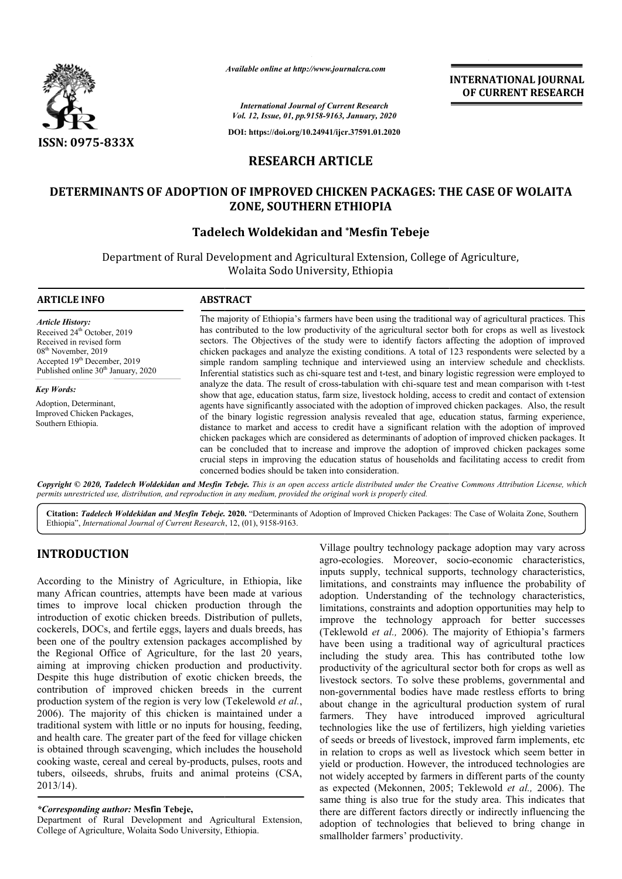# RESEARCH ARTICLE

## DETERMINANTS OF ADOPTION OF IMPROVED CHICKEN PACKAGES: THE CASE OF WOLAITA ZONE, SOUTHERN ETHIOPIA

**Tadelech Woldekidan and *Mesfin Tebeje**

Department of Rural Development and Agricultural Extension, College of Agriculture, Wolaita Sodo University, Ethiopia

### ARTICLE INFO

*Article History:*
Received 24th October, 2019
Received in revised form 08th November, 2019
Accepted 19th December, 2019
Published online 30th January, 2020

*Key Words:*
Adoption, Determinant, Improved Chicken Packages, Southern Ethiopia.

### ABSTRACT

The majority of Ethiopia's farmers have been using the traditional way of agricultural practices. This has contributed to the low productivity of the agricultural sector both for crops as well as livestock sectors. The Objectives of the study were to identify factors affecting the adoption of improved chicken packages and analyze the existing conditions. A total of 123 respondents were selected by a simple random sampling technique and interviewed using an interview schedule and checklists. Inferential statistics such as chi-square test and t-test, and binary logistic regression were employed to analyze the data. The result of cross-tabulation with chi-square test and mean comparison with t-test show that age, education status, farm size, livestock holding, access to credit and contact of extension agents have significantly associated with the adoption of improved chicken packages. Also, the result of the binary logistic regression analysis revealed that age, education status, farming experience, distance to market and access to credit have a significant relation with the adoption of improved chicken packages which are considered as determinants of adoption of improved chicken packages. It can be concluded that to increase and improve the adoption of improved chicken packages some crucial steps in improving the education status of households and facilitating access to credit from concerned bodies should be taken into consideration.

*Copyright © 2020, Tadelech Woldekidan and Mesfin Tebeje. This is an open access article distributed under the Creative Commons Attribution License, which permits unrestricted use, distribution, and reproduction in any medium, provided the original work is properly cited.*

**Citation:** *Tadelech Woldekidan and Mesfin Tebeje.* **2020.** "Determinants of Adoption of Improved Chicken Packages: The Case of Wolaita Zone, Southern Ethiopia", *International Journal of Current Research*, 12, (01), 9158-9163.

## INTRODUCTION

According to the Ministry of Agriculture, in Ethiopia, like many African countries, attempts have been made at various times to improve local chicken production through the introduction of exotic chicken breeds. Distribution of pullets, cockerels, DOCs, and fertile eggs, layers and duals breeds, has been one of the poultry extension packages accomplished by the Regional Office of Agriculture, for the last 20 years, aiming at improving chicken production and productivity. Despite this huge distribution of exotic chicken breeds, the contribution of improved chicken breeds in the current production system of the region is very low (Tekelewold *et al.*, 2006). The majority of this chicken is maintained under a traditional system with little or no inputs for housing, feeding, and health care. The greater part of the feed for village chicken is obtained through scavenging, which includes the household cooking waste, cereal and cereal by-products, pulses, roots and tubers, oilseeds, shrubs, fruits and animal proteins (CSA, 2013/14).

Village poultry technology package adoption may vary across agro-ecologies. Moreover, socio-economic characteristics, inputs supply, technical supports, technology characteristics, limitations, and constraints may influence the probability of adoption. Understanding of the technology characteristics, limitations, constraints and adoption opportunities may help to improve the technology approach for better successes (Teklewold *et al.,* 2006). The majority of Ethiopia's farmers have been using a traditional way of agricultural practices including the study area. This has contributed tothe low productivity of the agricultural sector both for crops as well as livestock sectors. To solve these problems, governmental and non-governmental bodies have made restless efforts to bring about change in the agricultural production system of rural farmers. They have introduced improved agricultural technologies like the use of fertilizers, high yielding varieties of seeds or breeds of livestock, improved farm implements, etc in relation to crops as well as livestock which seem better in yield or production. However, the introduced technologies are not widely accepted by farmers in different parts of the county as expected (Mekonnen, 2005; Teklewold *et al.,* 2006). The same thing is also true for the study area. This indicates that there are different factors directly or indirectly influencing the adoption of technologies that believed to bring change in smallholder farmers' productivity.

*\*Corresponding author:* **Mesfin Tebeje,**
Department of Rural Development and Agricultural Extension, College of Agriculture, Wolaita Sodo University, Ethiopia.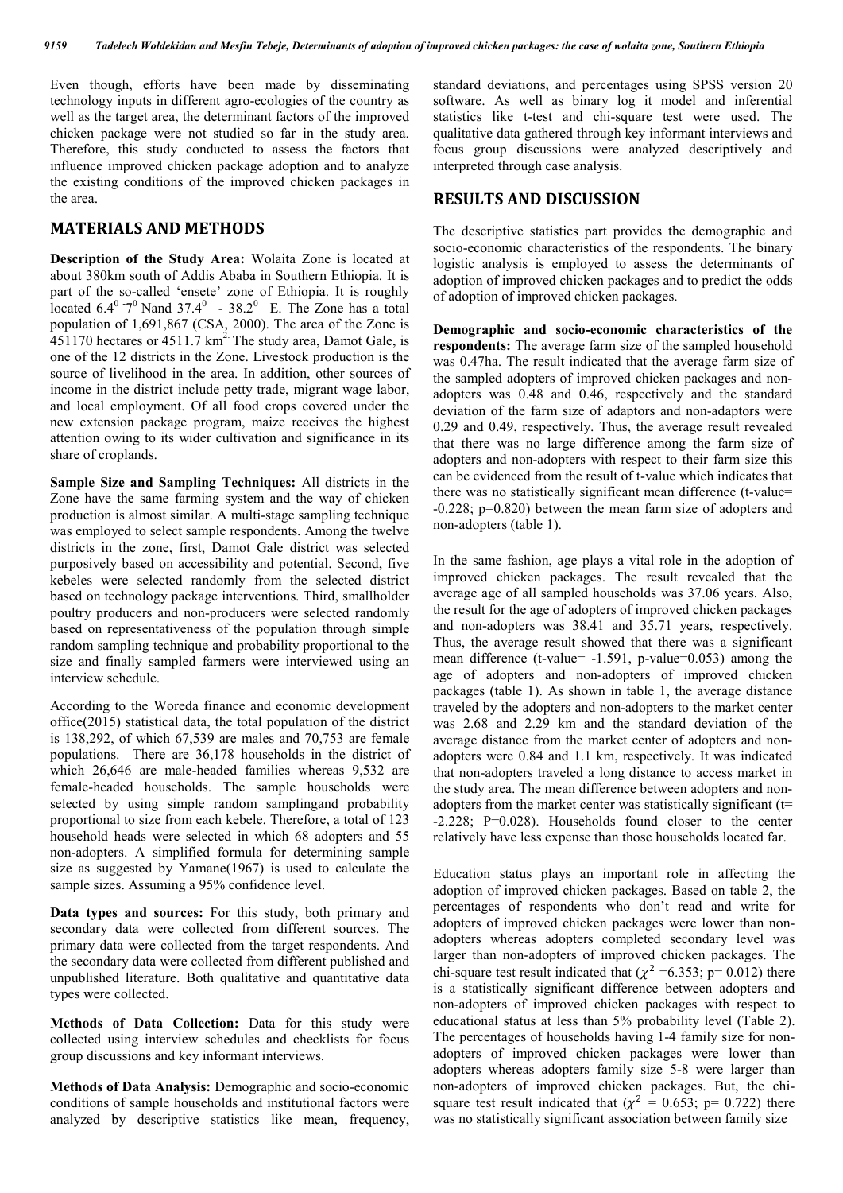Even though, efforts have been made by disseminating technology inputs in different agro-ecologies of the country as well as the target area, the determinant factors of the improved chicken package were not studied so far in the study area. Therefore, this study conducted to assess the factors that influence improved chicken package adoption and to analyze the existing conditions of the improved chicken packages in the area.

## MATERIALS AND METHODS

**Description of the Study Area:** Wolaita Zone is located at about 380km south of Addis Ababa in Southern Ethiopia. It is part of the so-called 'ensete' zone of Ethiopia. It is roughly located $6.4^0$ - $7^0$ Nand $37.4^0$ - $38.2^0$ E. The Zone has a total population of 1,691,867 (CSA, 2000). The area of the Zone is 451170 hectares or 4511.7 km$^2$. The study area, Damot Gale, is one of the 12 districts in the Zone. Livestock production is the source of livelihood in the area. In addition, other sources of income in the district include petty trade, migrant wage labor, and local employment. Of all food crops covered under the new extension package program, maize receives the highest attention owing to its wider cultivation and significance in its share of croplands.

**Sample Size and Sampling Techniques:** All districts in the Zone have the same farming system and the way of chicken production is almost similar. A multi-stage sampling technique was employed to select sample respondents. Among the twelve districts in the zone, first, Damot Gale district was selected purposively based on accessibility and potential. Second, five kebeles were selected randomly from the selected district based on technology package interventions. Third, smallholder poultry producers and non-producers were selected randomly based on representativeness of the population through simple random sampling technique and probability proportional to the size and finally sampled farmers were interviewed using an interview schedule.

According to the Woreda finance and economic development office(2015) statistical data, the total population of the district is 138,292, of which 67,539 are males and 70,753 are female populations. There are 36,178 households in the district of which 26,646 are male-headed families whereas 9,532 are female-headed households. The sample households were selected by using simple random samplingand probability proportional to size from each kebele. Therefore, a total of 123 household heads were selected in which 68 adopters and 55 non-adopters. A simplified formula for determining sample size as suggested by Yamane(1967) is used to calculate the sample sizes. Assuming a 95% confidence level.

**Data types and sources:** For this study, both primary and secondary data were collected from different sources. The primary data were collected from the target respondents. And the secondary data were collected from different published and unpublished literature. Both qualitative and quantitative data types were collected.

**Methods of Data Collection:** Data for this study were collected using interview schedules and checklists for focus group discussions and key informant interviews.

**Methods of Data Analysis:** Demographic and socio-economic conditions of sample households and institutional factors were analyzed by descriptive statistics like mean, frequency, standard deviations, and percentages using SPSS version 20 software. As well as binary log it model and inferential statistics like t-test and chi-square test were used. The qualitative data gathered through key informant interviews and focus group discussions were analyzed descriptively and interpreted through case analysis.

## RESULTS AND DISCUSSION

The descriptive statistics part provides the demographic and socio-economic characteristics of the respondents. The binary logistic analysis is employed to assess the determinants of adoption of improved chicken packages and to predict the odds of adoption of improved chicken packages.

**Demographic and socio-economic characteristics of the respondents:** The average farm size of the sampled household was 0.47ha. The result indicated that the average farm size of the sampled adopters of improved chicken packages and non-adopters was 0.48 and 0.46, respectively and the standard deviation of the farm size of adaptors and non-adaptors were 0.29 and 0.49, respectively. Thus, the average result revealed that there was no large difference among the farm size of adopters and non-adopters with respect to their farm size this can be evidenced from the result of t-value which indicates that there was no statistically significant mean difference (t-value= -0.228; p=0.820) between the mean farm size of adopters and non-adopters (table 1).

In the same fashion, age plays a vital role in the adoption of improved chicken packages. The result revealed that the average age of all sampled households was 37.06 years. Also, the result for the age of adopters of improved chicken packages and non-adopters was 38.41 and 35.71 years, respectively. Thus, the average result showed that there was a significant mean difference (t-value= -1.591, p-value=0.053) among the age of adopters and non-adopters of improved chicken packages (table 1). As shown in table 1, the average distance traveled by the adopters and non-adopters to the market center was 2.68 and 2.29 km and the standard deviation of the average distance from the market center of adopters and non-adopters were 0.84 and 1.1 km, respectively. It was indicated that non-adopters traveled a long distance to access market in the study area. The mean difference between adopters and non-adopters from the market center was statistically significant (t= -2.228; P=0.028). Households found closer to the center relatively have less expense than those households located far.

Education status plays an important role in affecting the adoption of improved chicken packages. Based on table 2, the percentages of respondents who don't read and write for adopters of improved chicken packages were lower than non-adopters whereas adopters completed secondary level was larger than non-adopters of improved chicken packages. The chi-square test result indicated that ($\chi^2$ =6.353; p= 0.012) there is a statistically significant difference between adopters and non-adopters of improved chicken packages with respect to educational status at less than 5% probability level (Table 2). The percentages of households having 1-4 family size for non-adopters of improved chicken packages were lower than adopters whereas adopters family size 5-8 were larger than non-adopters of improved chicken packages. But, the chi-square test result indicated that ($\chi^2$ = 0.653; p= 0.722) there was no statistically significant association between family size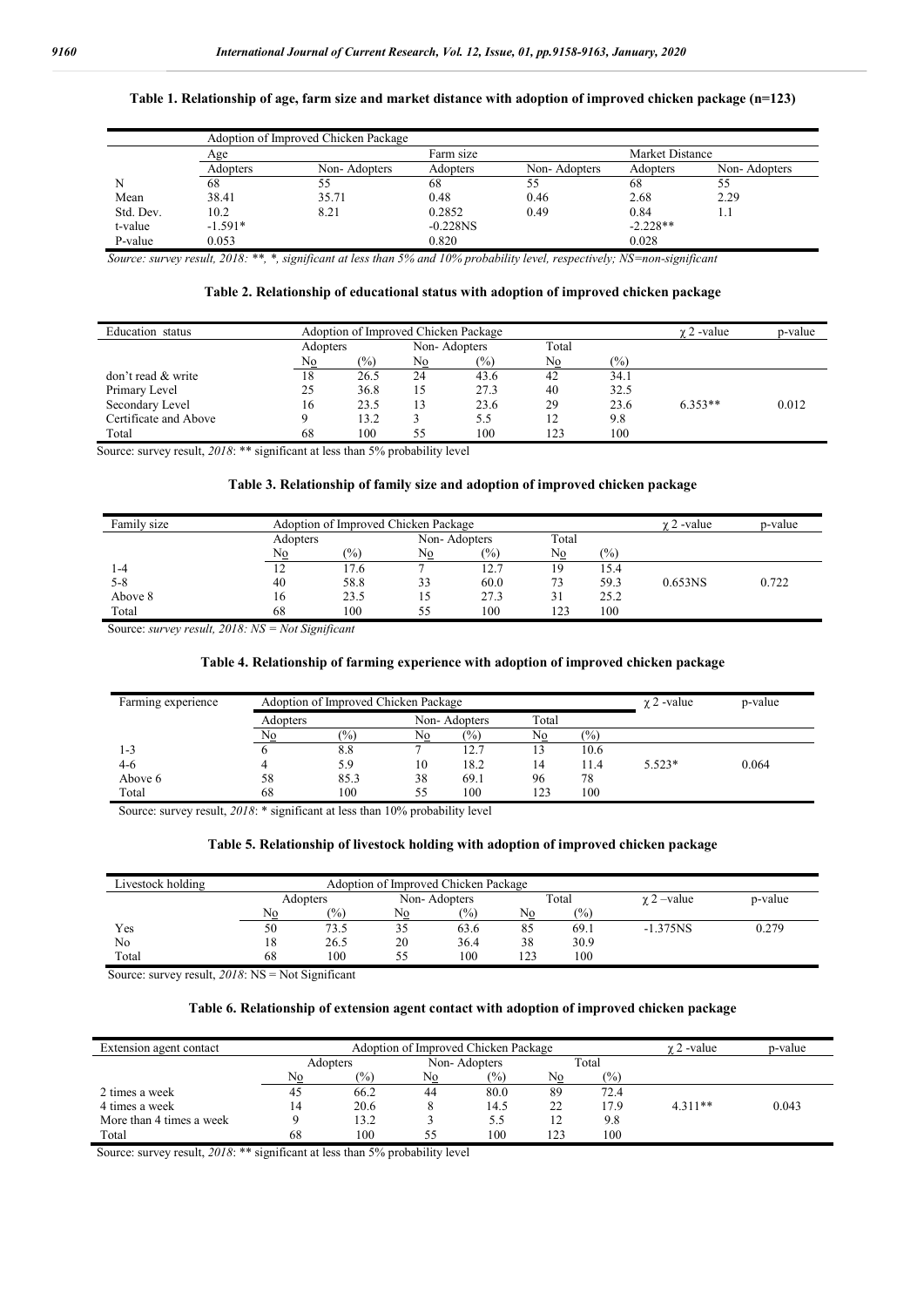**Table 1. Relationship of age, farm size and market distance with adoption of improved chicken package (n=123)**

| | Adoption of Improved Chicken Package | | | | | |
|---|---|---|---|---|---|---|
| | Age | | Farm size | | Market Distance | |
| | Adopters | Non- Adopters | Adopters | Non- Adopters | Adopters | Non- Adopters |
| N | 68 | 55 | 68 | 55 | 68 | 55 |
| Mean | 38.41 | 35.71 | 0.48 | 0.46 | 2.68 | 2.29 |
| Std. Dev. | 10.2 | 8.21 | 0.2852 | 0.49 | 0.84 | 1.1 |
| t-value | -1.591* | | -0.228NS | | -2.228** | |
| P-value | 0.053 | | 0.820 | | 0.028 | |

*Source: survey result, 2018: **, *, significant at less than 5% and 10% probability level, respectively; NS=non-significant*

**Table 2. Relationship of educational status with adoption of improved chicken package**

| Education status | Adoption of Improved Chicken Package | | | | | | $\chi 2$ -value | p-value |
|---|---|---|---|---|---|---|---|---|
| | Adopters | | Non- Adopters | | Total | | | |
| | No | (%) | No | (%) | No | (%) | | |
| don't read & write | 18 | 26.5 | 24 | 43.6 | 42 | 34.1 | | |
| Primary Level | 25 | 36.8 | 15 | 27.3 | 40 | 32.5 | | |
| Secondary Level | 16 | 23.5 | 13 | 23.6 | 29 | 23.6 | 6.353** | 0.012 |
| Certificate and Above | 9 | 13.2 | 3 | 5.5 | 12 | 9.8 | | |
| Total | 68 | 100 | 55 | 100 | 123 | 100 | | |

Source: survey result, *2018*: ** significant at less than 5% probability level

**Table 3. Relationship of family size and adoption of improved chicken package**

| Family size | Adoption of Improved Chicken Package | | | | | | $\chi 2$ -value | p-value |
|---|---|---|---|---|---|---|---|---|
| | Adopters | | Non- Adopters | | Total | | | |
| | No | (%) | No | (%) | No | (%) | | |
| 1-4 | 12 | 17.6 | 7 | 12.7 | 19 | 15.4 | | |
| 5-8 | 40 | 58.8 | 33 | 60.0 | 73 | 59.3 | 0.653NS | 0.722 |
| Above 8 | 16 | 23.5 | 15 | 27.3 | 31 | 25.2 | | |
| Total | 68 | 100 | 55 | 100 | 123 | 100 | | |

Source: *survey result, 2018: NS = Not Significant*

**Table 4. Relationship of farming experience with adoption of improved chicken package**

| Farming experience | Adoption of Improved Chicken Package | | | | | | $\chi 2$ -value | p-value |
|---|---|---|---|---|---|---|---|---|
| | Adopters | | Non- Adopters | | Total | | | |
| | No | (%) | No | (%) | No | (%) | | |
| 1-3 | 6 | 8.8 | 7 | 12.7 | 13 | 10.6 | | |
| 4-6 | 4 | 5.9 | 10 | 18.2 | 14 | 11.4 | 5.523* | 0.064 |
| Above 6 | 58 | 85.3 | 38 | 69.1 | 96 | 78 | | |
| Total | 68 | 100 | 55 | 100 | 123 | 100 | | |

Source: survey result, *2018*: * significant at less than 10% probability level

**Table 5. Relationship of livestock holding with adoption of improved chicken package**

| Livestock holding | Adoption of Improved Chicken Package | | | | | | | |
|---|---|---|---|---|---|---|---|---|
| | Adopters | | Non- Adopters | | Total | | $\chi 2$ –value | p-value |
| | No | (%) | No | (%) | No | (%) | | |
| Yes | 50 | 73.5 | 35 | 63.6 | 85 | 69.1 | -1.375NS | 0.279 |
| No | 18 | 26.5 | 20 | 36.4 | 38 | 30.9 | | |
| Total | 68 | 100 | 55 | 100 | 123 | 100 | | |

Source: survey result, *2018*: NS = Not Significant

**Table 6. Relationship of extension agent contact with adoption of improved chicken package**

| Extension agent contact | Adoption of Improved Chicken Package | | | | | | $\chi 2$ -value | p-value |
|---|---|---|---|---|---|---|---|---|
| | Adopters | | Non- Adopters | | Total | | | |
| | No | (%) | No | (%) | No | (%) | | |
| 2 times a week | 45 | 66.2 | 44 | 80.0 | 89 | 72.4 | | |
| 4 times a week | 14 | 20.6 | 8 | 14.5 | 22 | 17.9 | 4.311** | 0.043 |
| More than 4 times a week | 9 | 13.2 | 3 | 5.5 | 12 | 9.8 | | |
| Total | 68 | 100 | 55 | 100 | 123 | 100 | | |

Source: survey result, *2018*: ** significant at less than 5% probability level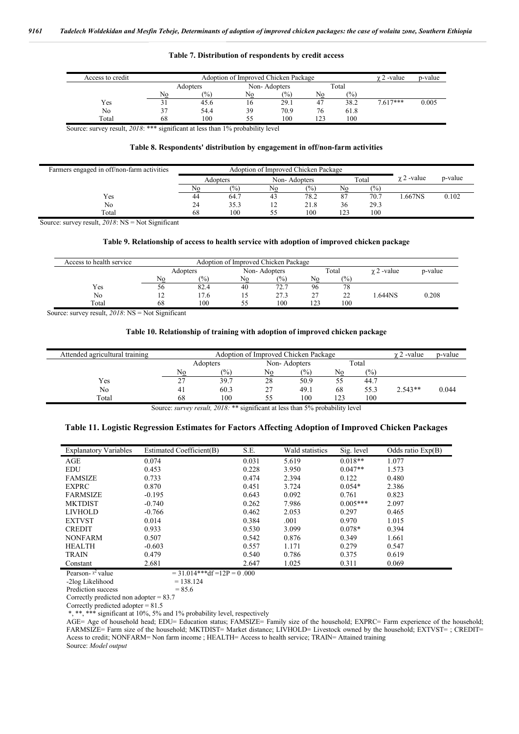**Table 7. Distribution of respondents by credit access**

| Access to credit | Adoption of Improved Chicken Package | | | | | | $\chi 2$ -value | p-value |
|---|---|---|---|---|---|---|---|---|
| | Adopters | | Non- Adopters | | Total | | | |
| | No | (%) | No | (%) | No | (%) | | |
| Yes | 31 | 45.6 | 16 | 29.1 | 47 | 38.2 | 7.617*** | 0.005 |
| No | 37 | 54.4 | 39 | 70.9 | 76 | 61.8 | | |
| Total | 68 | 100 | 55 | 100 | 123 | 100 | | |

Source: survey result, *2018*: *** significant at less than 1% probability level

**Table 8. Respondents' distribution by engagement in off/non-farm activities**

| Farmers engaged in off/non-farm activities | Adoption of Improved Chicken Package | | | | | | $\chi 2$ -value | p-value |
|---|---|---|---|---|---|---|---|---|
| | Adopters | | Non- Adopters | | Total | | | |
| | No | (%) | No | (%) | No | (%) | | |
| Yes | 44 | 64.7 | 43 | 78.2 | 87 | 70.7 | 1.667NS | 0.102 |
| No | 24 | 35.3 | 12 | 21.8 | 36 | 29.3 | | |
| Total | 68 | 100 | 55 | 100 | 123 | 100 | | |

Source: survey result, *2018*: NS = Not Significant

**Table 9. Relationship of access to health service with adoption of improved chicken package**

| Access to health service | Adoption of Improved Chicken Package | | | | | | $\chi 2$ -value | p-value |
|---|---|---|---|---|---|---|---|---|
| | Adopters | | Non- Adopters | | Total | | | |
| | No | (%) | No | (%) | No | (%) | | |
| Yes | 56 | 82.4 | 40 | 72.7 | 96 | 78 | | |
| No | 12 | 17.6 | 15 | 27.3 | 27 | 22 | 1.644NS | 0.208 |
| Total | 68 | 100 | 55 | 100 | 123 | 100 | | |

Source: survey result, *2018*: NS = Not Significant

**Table 10. Relationship of training with adoption of improved chicken package**

| Attended agricultural training | Adoption of Improved Chicken Package | | | | | | $\chi 2$ -value | p-value |
|---|---|---|---|---|---|---|---|---|
| | Adopters | | Non- Adopters | | Total | | | |
| | No | (%) | No | (%) | No | (%) | | |
| Yes | 27 | 39.7 | 28 | 50.9 | 55 | 44.7 | | |
| No | 41 | 60.3 | 27 | 49.1 | 68 | 55.3 | 2.543** | 0.044 |
| Total | 68 | 100 | 55 | 100 | 123 | 100 | | |

Source: *survey result, 2018:* ** significant at less than 5% probability level

**Table 11. Logistic Regression Estimates for Factors Affecting Adoption of Improved Chicken Packages**

| Explanatory Variables | Estimated Coefficient(B) | S.E. | Wald statistics | Sig. level | Odds ratio Exp(B) |
|---|---|---|---|---|---|
| AGE | 0.074 | 0.031 | 5.619 | 0.018** | 1.077 |
| EDU | 0.453 | 0.228 | 3.950 | 0.047** | 1.573 |
| FAMSIZE | 0.733 | 0.474 | 2.394 | 0.122 | 0.480 |
| EXPRC | 0.870 | 0.451 | 3.724 | 0.054* | 2.386 |
| FARMSIZE | -0.195 | 0.643 | 0.092 | 0.761 | 0.823 |
| MKTDIST | -0.740 | 0.262 | 7.986 | 0.005*** | 2.097 |
| LIVHOLD | -0.766 | 0.462 | 2.053 | 0.297 | 0.465 |
| EXTVST | 0.014 | 0.384 | .001 | 0.970 | 1.015 |
| CREDIT | 0.933 | 0.530 | 3.099 | 0.078* | 0.394 |
| NONFARM | 0.507 | 0.542 | 0.876 | 0.349 | 1.661 |
| HEALTH | -0.603 | 0.557 | 1.171 | 0.279 | 0.547 |
| TRAIN | 0.479 | 0.540 | 0.786 | 0.375 | 0.619 |
| Constant | 2.681 | 2.647 | 1.025 | 0.311 | 0.069 |

Pearson- $\chi^2$ value = 31.014***df =12P = 0 .000

-2log Likelihood = 138.124

Prediction success = 85.6

Correctly predicted non adopter = 83.7

Correctly predicted adopter = 81.5

*, **, *** significant at 10%, 5% and 1% probability level, respectively

AGE= Age of household head; EDU= Education status; FAMSIZE= Family size of the household; EXPRC= Farm experience of the household; FARMSIZE= Farm size of the household; MKTDIST= Market distance; LIVHOLD= Livestock owned by the household; EXTVST= ; CREDIT= Acess to credit; NONFARM= Non farm income ; HEALTH= Access to health service; TRAIN= Attained training

Source: *Model output*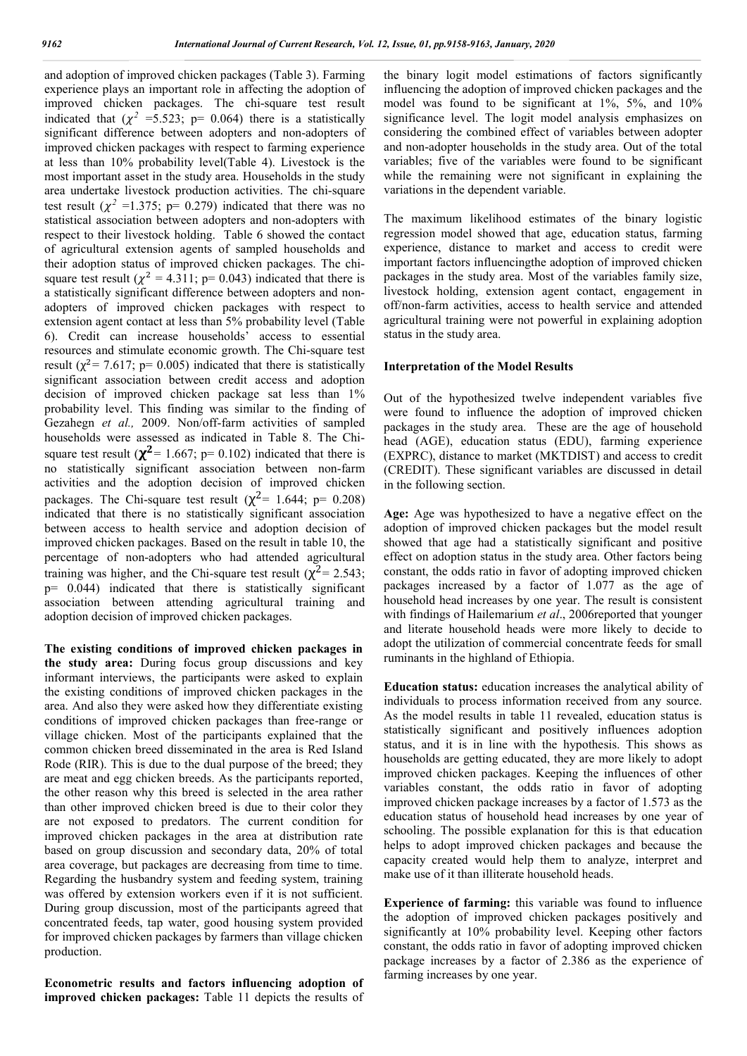and adoption of improved chicken packages (Table 3). Farming experience plays an important role in affecting the adoption of improved chicken packages. The chi-square test result indicated that ($\chi^2$ =5.523; p= 0.064) there is a statistically significant difference between adopters and non-adopters of improved chicken packages with respect to farming experience at less than 10% probability level(Table 4). Livestock is the most important asset in the study area. Households in the study area undertake livestock production activities. The chi-square test result ($\chi^2$ =1.375; p= 0.279) indicated that there was no statistical association between adopters and non-adopters with respect to their livestock holding. Table 6 showed the contact of agricultural extension agents of sampled households and their adoption status of improved chicken packages. The chi-square test result ($\chi^2$ = 4.311; p= 0.043) indicated that there is a statistically significant difference between adopters and non-adopters of improved chicken packages with respect to extension agent contact at less than 5% probability level (Table 6). Credit can increase households' access to essential resources and stimulate economic growth. The Chi-square test result ($\chi^2$= 7.617; p= 0.005) indicated that there is statistically significant association between credit access and adoption decision of improved chicken package sat less than 1% probability level. This finding was similar to the finding of Gezahegn *et al.,* 2009. Non/off-farm activities of sampled households were assessed as indicated in Table 8. The Chi-square test result ($\chi^2$= 1.667; p= 0.102) indicated that there is no statistically significant association between non-farm activities and the adoption decision of improved chicken packages. The Chi-square test result ($\chi^2$= 1.644; p= 0.208) indicated that there is no statistically significant association between access to health service and adoption decision of improved chicken packages. Based on the result in table 10, the percentage of non-adopters who had attended agricultural training was higher, and the Chi-square test result ($\chi^2$= 2.543; p= 0.044) indicated that there is statistically significant association between attending agricultural training and adoption decision of improved chicken packages.

**The existing conditions of improved chicken packages in the study area:** During focus group discussions and key informant interviews, the participants were asked to explain the existing conditions of improved chicken packages in the area. And also they were asked how they differentiate existing conditions of improved chicken packages than free-range or village chicken. Most of the participants explained that the common chicken breed disseminated in the area is Red Island Rode (RIR). This is due to the dual purpose of the breed; they are meat and egg chicken breeds. As the participants reported, the other reason why this breed is selected in the area rather than other improved chicken breed is due to their color they are not exposed to predators. The current condition for improved chicken packages in the area at distribution rate based on group discussion and secondary data, 20% of total area coverage, but packages are decreasing from time to time. Regarding the husbandry system and feeding system, training was offered by extension workers even if it is not sufficient. During group discussion, most of the participants agreed that concentrated feeds, tap water, good housing system provided for improved chicken packages by farmers than village chicken production.

**Econometric results and factors influencing adoption of improved chicken packages:** Table 11 depicts the results of the binary logit model estimations of factors significantly influencing the adoption of improved chicken packages and the model was found to be significant at 1%, 5%, and 10% significance level. The logit model analysis emphasizes on considering the combined effect of variables between adopter and non-adopter households in the study area. Out of the total variables; five of the variables were found to be significant while the remaining were not significant in explaining the variations in the dependent variable.

The maximum likelihood estimates of the binary logistic regression model showed that age, education status, farming experience, distance to market and access to credit were important factors influencingthe adoption of improved chicken packages in the study area. Most of the variables family size, livestock holding, extension agent contact, engagement in off/non-farm activities, access to health service and attended agricultural training were not powerful in explaining adoption status in the study area.

### Interpretation of the Model Results

Out of the hypothesized twelve independent variables five were found to influence the adoption of improved chicken packages in the study area. These are the age of household head (AGE), education status (EDU), farming experience (EXPRC), distance to market (MKTDIST) and access to credit (CREDIT). These significant variables are discussed in detail in the following section.

**Age:** Age was hypothesized to have a negative effect on the adoption of improved chicken packages but the model result showed that age had a statistically significant and positive effect on adoption status in the study area. Other factors being constant, the odds ratio in favor of adopting improved chicken packages increased by a factor of 1.077 as the age of household head increases by one year. The result is consistent with findings of Hailemarium *et al*., 2006reported that younger and literate household heads were more likely to decide to adopt the utilization of commercial concentrate feeds for small ruminants in the highland of Ethiopia.

**Education status:** education increases the analytical ability of individuals to process information received from any source. As the model results in table 11 revealed, education status is statistically significant and positively influences adoption status, and it is in line with the hypothesis. This shows as households are getting educated, they are more likely to adopt improved chicken packages. Keeping the influences of other variables constant, the odds ratio in favor of adopting improved chicken package increases by a factor of 1.573 as the education status of household head increases by one year of schooling. The possible explanation for this is that education helps to adopt improved chicken packages and because the capacity created would help them to analyze, interpret and make use of it than illiterate household heads.

**Experience of farming:** this variable was found to influence the adoption of improved chicken packages positively and significantly at 10% probability level. Keeping other factors constant, the odds ratio in favor of adopting improved chicken package increases by a factor of 2.386 as the experience of farming increases by one year.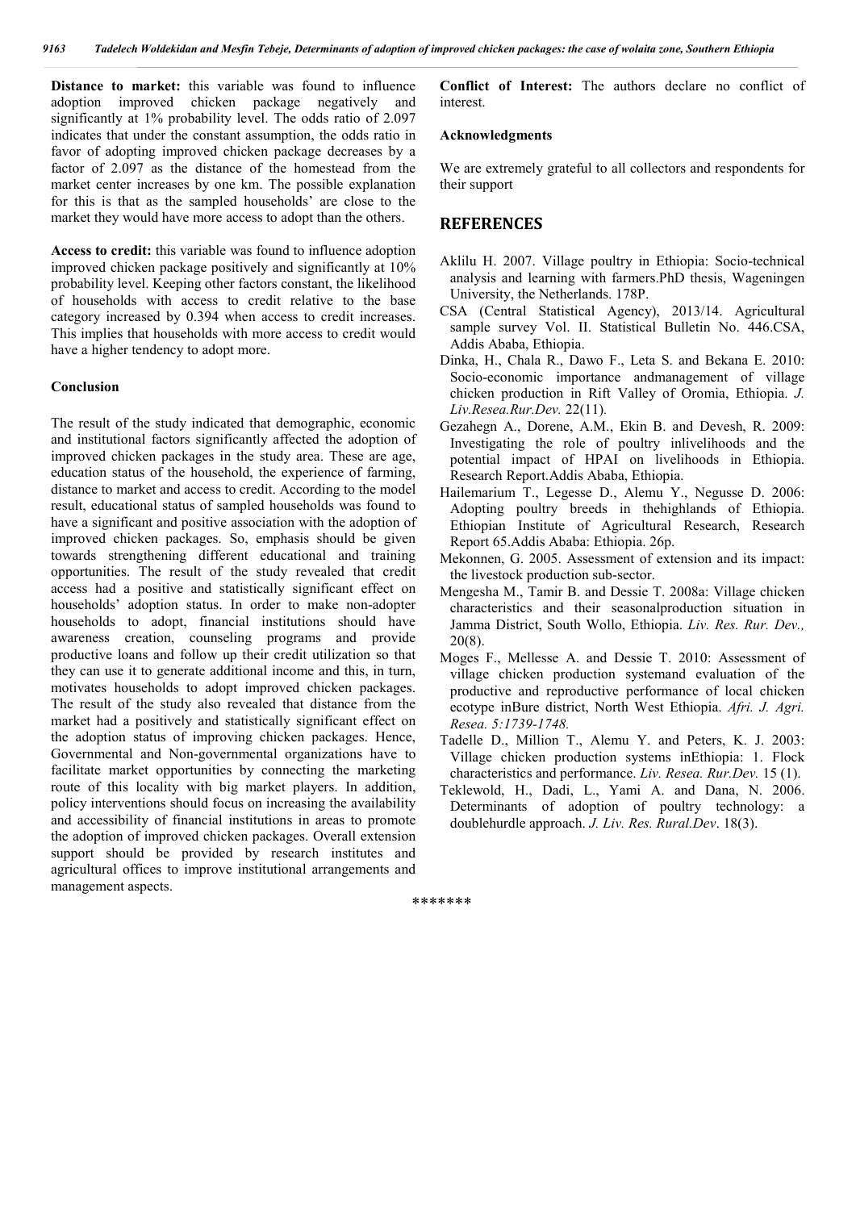**Distance to market:** this variable was found to influence adoption improved chicken package negatively and significantly at 1% probability level. The odds ratio of 2.097 indicates that under the constant assumption, the odds ratio in favor of adopting improved chicken package decreases by a factor of 2.097 as the distance of the homestead from the market center increases by one km. The possible explanation for this is that as the sampled households' are close to the market they would have more access to adopt than the others.

**Access to credit:** this variable was found to influence adoption improved chicken package positively and significantly at 10% probability level. Keeping other factors constant, the likelihood of households with access to credit relative to the base category increased by 0.394 when access to credit increases. This implies that households with more access to credit would have a higher tendency to adopt more.

### Conclusion

The result of the study indicated that demographic, economic and institutional factors significantly affected the adoption of improved chicken packages in the study area. These are age, education status of the household, the experience of farming, distance to market and access to credit. According to the model result, educational status of sampled households was found to have a significant and positive association with the adoption of improved chicken packages. So, emphasis should be given towards strengthening different educational and training opportunities. The result of the study revealed that credit access had a positive and statistically significant effect on households' adoption status. In order to make non-adopter households to adopt, financial institutions should have awareness creation, counseling programs and provide productive loans and follow up their credit utilization so that they can use it to generate additional income and this, in turn, motivates households to adopt improved chicken packages. The result of the study also revealed that distance from the market had a positively and statistically significant effect on the adoption status of improving chicken packages. Hence, Governmental and Non-governmental organizations have to facilitate market opportunities by connecting the marketing route of this locality with big market players. In addition, policy interventions should focus on increasing the availability and accessibility of financial institutions in areas to promote the adoption of improved chicken packages. Overall extension support should be provided by research institutes and agricultural offices to improve institutional arrangements and management aspects.

**Conflict of Interest:** The authors declare no conflict of interest.

### Acknowledgments

We are extremely grateful to all collectors and respondents for their support

## REFERENCES

Aklilu H. 2007. Village poultry in Ethiopia: Socio-technical analysis and learning with farmers.PhD thesis, Wageningen University, the Netherlands. 178P.

CSA (Central Statistical Agency), 2013/14. Agricultural sample survey Vol. II. Statistical Bulletin No. 446.CSA, Addis Ababa, Ethiopia.

Dinka, H., Chala R., Dawo F., Leta S. and Bekana E. 2010: Socio-economic importance andmanagement of village chicken production in Rift Valley of Oromia, Ethiopia. *J. Liv.Resea.Rur.Dev.* 22(11).

Gezahegn A., Dorene, A.M., Ekin B. and Devesh, R. 2009: Investigating the role of poultry inlivelihoods and the potential impact of HPAI on livelihoods in Ethiopia. Research Report.Addis Ababa, Ethiopia.

Hailemarium T., Legesse D., Alemu Y., Negusse D. 2006: Adopting poultry breeds in thehighlands of Ethiopia. Ethiopian Institute of Agricultural Research, Research Report 65.Addis Ababa: Ethiopia. 26p.

Mekonnen, G. 2005. Assessment of extension and its impact: the livestock production sub-sector.

Mengesha M., Tamir B. and Dessie T. 2008a: Village chicken characteristics and their seasonalproduction situation in Jamma District, South Wollo, Ethiopia. *Liv. Res. Rur. Dev.,* 20(8).

Moges F., Mellesse A. and Dessie T. 2010: Assessment of village chicken production systemand evaluation of the productive and reproductive performance of local chicken ecotype inBure district, North West Ethiopia. *Afri. J. Agri. Resea. 5:1739-1748.*

Tadelle D., Million T., Alemu Y. and Peters, K. J. 2003: Village chicken production systems inEthiopia: 1. Flock characteristics and performance. *Liv. Resea. Rur.Dev.* 15 (1).

Teklewold, H., Dadi, L., Yami A. and Dana, N. 2006. Determinants of adoption of poultry technology: a doublehurdle approach. *J. Liv. Res. Rural.Dev*. 18(3).

\*\*\*\*\*\*\*